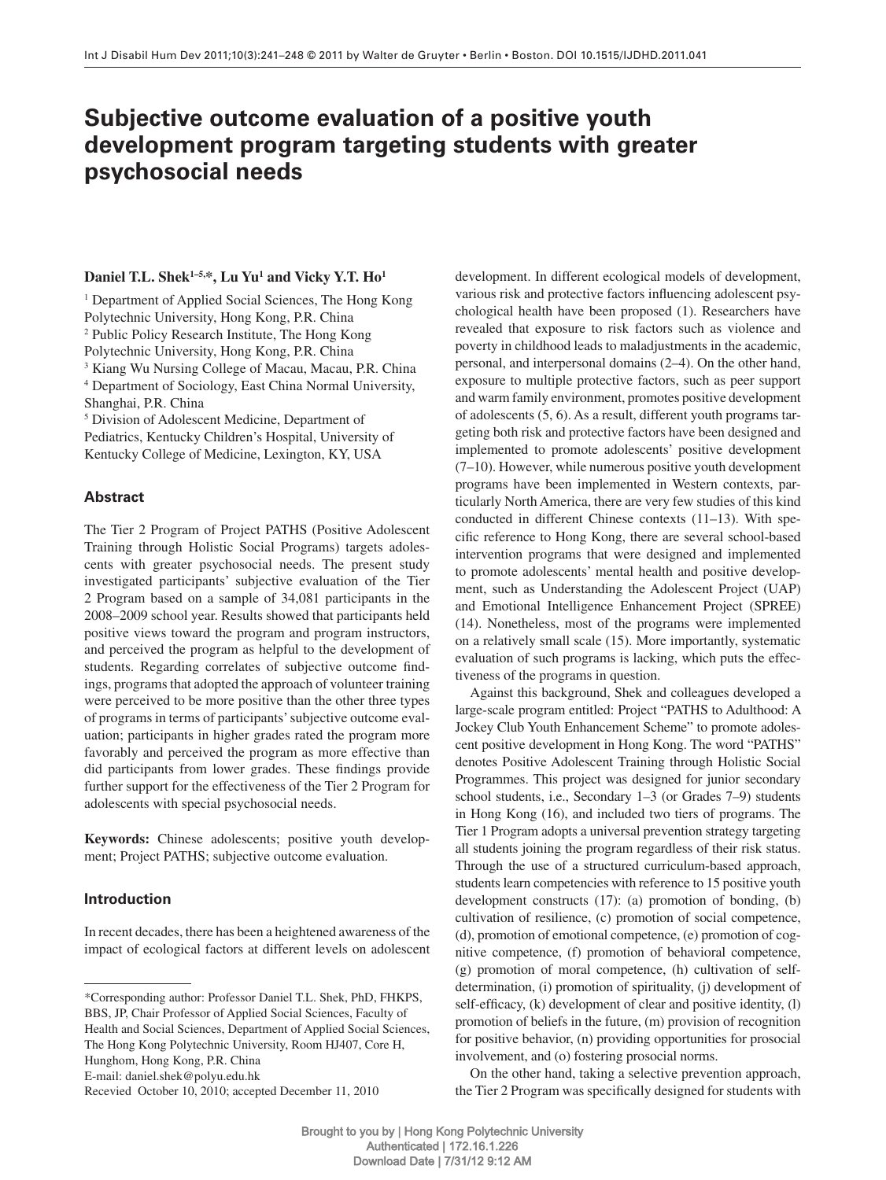# Subjective outcome evaluation of a positive youth development program targeting students with greater psychosocial needs

**Daniel T.L. Shek[1–5,*], Lu Yu[1] and Vicky Y.T. Ho[1]**

[1] Department of Applied Social Sciences, The Hong Kong Polytechnic University, Hong Kong, P.R. China
[2] Public Policy Research Institute, The Hong Kong Polytechnic University, Hong Kong, P.R. China
[3] Kiang Wu Nursing College of Macau, Macau, P.R. China
[4] Department of Sociology, East China Normal University, Shanghai, P.R. China
[5] Division of Adolescent Medicine, Department of Pediatrics, Kentucky Children's Hospital, University of Kentucky College of Medicine, Lexington, KY, USA

## Abstract

The Tier 2 Program of Project PATHS (Positive Adolescent Training through Holistic Social Programs) targets adolescents with greater psychosocial needs. The present study investigated participants' subjective evaluation of the Tier 2 Program based on a sample of 34,081 participants in the 2008–2009 school year. Results showed that participants held positive views toward the program and program instructors, and perceived the program as helpful to the development of students. Regarding correlates of subjective outcome findings, programs that adopted the approach of volunteer training were perceived to be more positive than the other three types of programs in terms of participants' subjective outcome evaluation; participants in higher grades rated the program more favorably and perceived the program as more effective than did participants from lower grades. These findings provide further support for the effectiveness of the Tier 2 Program for adolescents with special psychosocial needs.

**Keywords:** Chinese adolescents; positive youth development; Project PATHS; subjective outcome evaluation.

## Introduction

In recent decades, there has been a heightened awareness of the impact of ecological factors at different levels on adolescent development. In different ecological models of development, various risk and protective factors influencing adolescent psychological health have been proposed (1). Researchers have revealed that exposure to risk factors such as violence and poverty in childhood leads to maladjustments in the academic, personal, and interpersonal domains (2–4). On the other hand, exposure to multiple protective factors, such as peer support and warm family environment, promotes positive development of adolescents (5, 6). As a result, different youth programs targeting both risk and protective factors have been designed and implemented to promote adolescents' positive development (7–10). However, while numerous positive youth development programs have been implemented in Western contexts, particularly North America, there are very few studies of this kind conducted in different Chinese contexts (11–13). With specific reference to Hong Kong, there are several school-based intervention programs that were designed and implemented to promote adolescents' mental health and positive development, such as Understanding the Adolescent Project (UAP) and Emotional Intelligence Enhancement Project (SPREE) (14). Nonetheless, most of the programs were implemented on a relatively small scale (15). More importantly, systematic evaluation of such programs is lacking, which puts the effectiveness of the programs in question.

Against this background, Shek and colleagues developed a large-scale program entitled: Project "PATHS to Adulthood: A Jockey Club Youth Enhancement Scheme" to promote adolescent positive development in Hong Kong. The word "PATHS" denotes Positive Adolescent Training through Holistic Social Programmes. This project was designed for junior secondary school students, i.e., Secondary 1–3 (or Grades 7–9) students in Hong Kong (16), and included two tiers of programs. The Tier 1 Program adopts a universal prevention strategy targeting all students joining the program regardless of their risk status. Through the use of a structured curriculum-based approach, students learn competencies with reference to 15 positive youth development constructs (17): (a) promotion of bonding, (b) cultivation of resilience, (c) promotion of social competence, (d), promotion of emotional competence, (e) promotion of cognitive competence, (f) promotion of behavioral competence, (g) promotion of moral competence, (h) cultivation of self-determination, (i) promotion of spirituality, (j) development of self-efficacy, (k) development of clear and positive identity, (l) promotion of beliefs in the future, (m) provision of recognition for positive behavior, (n) providing opportunities for prosocial involvement, and (o) fostering prosocial norms.

On the other hand, taking a selective prevention approach, the Tier 2 Program was specifically designed for students with

---

*Corresponding author: Professor Daniel T.L. Shek, PhD, FHKPS, BBS, JP, Chair Professor of Applied Social Sciences, Faculty of Health and Social Sciences, Department of Applied Social Sciences, The Hong Kong Polytechnic University, Room HJ407, Core H, Hunghom, Hong Kong, P.R. China
E-mail: daniel.shek@polyu.edu.hk
Recevied October 10, 2010; accepted December 11, 2010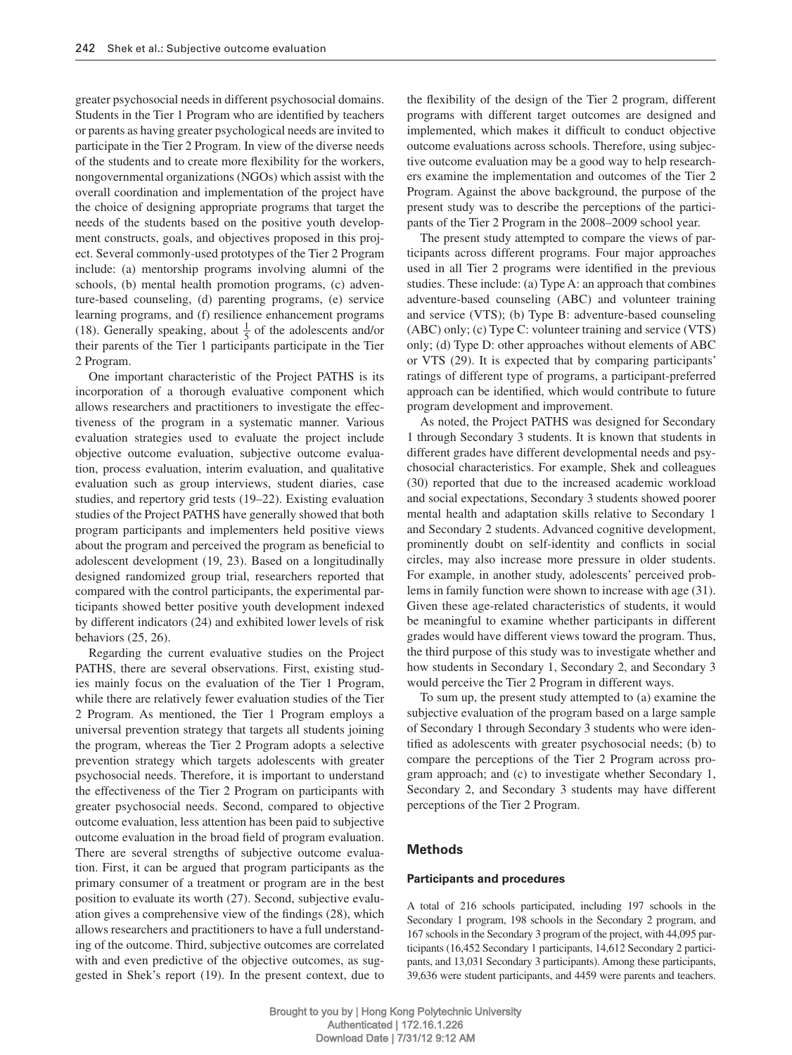greater psychosocial needs in different psychosocial domains. Students in the Tier 1 Program who are identified by teachers or parents as having greater psychological needs are invited to participate in the Tier 2 Program. In view of the diverse needs of the students and to create more flexibility for the workers, nongovernmental organizations (NGOs) which assist with the overall coordination and implementation of the project have the choice of designing appropriate programs that target the needs of the students based on the positive youth development constructs, goals, and objectives proposed in this project. Several commonly-used prototypes of the Tier 2 Program include: (a) mentorship programs involving alumni of the schools, (b) mental health promotion programs, (c) adventure-based counseling, (d) parenting programs, (e) service learning programs, and (f) resilience enhancement programs (18). Generally speaking, about $\frac{1}{5}$ of the adolescents and/or their parents of the Tier 1 participants participate in the Tier 2 Program.

One important characteristic of the Project PATHS is its incorporation of a thorough evaluative component which allows researchers and practitioners to investigate the effectiveness of the program in a systematic manner. Various evaluation strategies used to evaluate the project include objective outcome evaluation, subjective outcome evaluation, process evaluation, interim evaluation, and qualitative evaluation such as group interviews, student diaries, case studies, and repertory grid tests (19–22). Existing evaluation studies of the Project PATHS have generally showed that both program participants and implementers held positive views about the program and perceived the program as beneficial to adolescent development (19, 23). Based on a longitudinally designed randomized group trial, researchers reported that compared with the control participants, the experimental participants showed better positive youth development indexed by different indicators (24) and exhibited lower levels of risk behaviors (25, 26).

Regarding the current evaluative studies on the Project PATHS, there are several observations. First, existing studies mainly focus on the evaluation of the Tier 1 Program, while there are relatively fewer evaluation studies of the Tier 2 Program. As mentioned, the Tier 1 Program employs a universal prevention strategy that targets all students joining the program, whereas the Tier 2 Program adopts a selective prevention strategy which targets adolescents with greater psychosocial needs. Therefore, it is important to understand the effectiveness of the Tier 2 Program on participants with greater psychosocial needs. Second, compared to objective outcome evaluation, less attention has been paid to subjective outcome evaluation in the broad field of program evaluation. There are several strengths of subjective outcome evaluation. First, it can be argued that program participants as the primary consumer of a treatment or program are in the best position to evaluate its worth (27). Second, subjective evaluation gives a comprehensive view of the findings (28), which allows researchers and practitioners to have a full understanding of the outcome. Third, subjective outcomes are correlated with and even predictive of the objective outcomes, as suggested in Shek's report (19). In the present context, due to the flexibility of the design of the Tier 2 program, different programs with different target outcomes are designed and implemented, which makes it difficult to conduct objective outcome evaluations across schools. Therefore, using subjective outcome evaluation may be a good way to help researchers examine the implementation and outcomes of the Tier 2 Program. Against the above background, the purpose of the present study was to describe the perceptions of the participants of the Tier 2 Program in the 2008–2009 school year.

The present study attempted to compare the views of participants across different programs. Four major approaches used in all Tier 2 programs were identified in the previous studies. These include: (a) Type A: an approach that combines adventure-based counseling (ABC) and volunteer training and service (VTS); (b) Type B: adventure-based counseling (ABC) only; (c) Type C: volunteer training and service (VTS) only; (d) Type D: other approaches without elements of ABC or VTS (29). It is expected that by comparing participants' ratings of different type of programs, a participant-preferred approach can be identified, which would contribute to future program development and improvement.

As noted, the Project PATHS was designed for Secondary 1 through Secondary 3 students. It is known that students in different grades have different developmental needs and psychosocial characteristics. For example, Shek and colleagues (30) reported that due to the increased academic workload and social expectations, Secondary 3 students showed poorer mental health and adaptation skills relative to Secondary 1 and Secondary 2 students. Advanced cognitive development, prominently doubt on self-identity and conflicts in social circles, may also increase more pressure in older students. For example, in another study, adolescents' perceived problems in family function were shown to increase with age (31). Given these age-related characteristics of students, it would be meaningful to examine whether participants in different grades would have different views toward the program. Thus, the third purpose of this study was to investigate whether and how students in Secondary 1, Secondary 2, and Secondary 3 would perceive the Tier 2 Program in different ways.

To sum up, the present study attempted to (a) examine the subjective evaluation of the program based on a large sample of Secondary 1 through Secondary 3 students who were identified as adolescents with greater psychosocial needs; (b) to compare the perceptions of the Tier 2 Program across program approach; and (c) to investigate whether Secondary 1, Secondary 2, and Secondary 3 students may have different perceptions of the Tier 2 Program.

## Methods

### Participants and procedures

A total of 216 schools participated, including 197 schools in the Secondary 1 program, 198 schools in the Secondary 2 program, and 167 schools in the Secondary 3 program of the project, with 44,095 participants (16,452 Secondary 1 participants, 14,612 Secondary 2 participants, and 13,031 Secondary 3 participants). Among these participants, 39,636 were student participants, and 4459 were parents and teachers.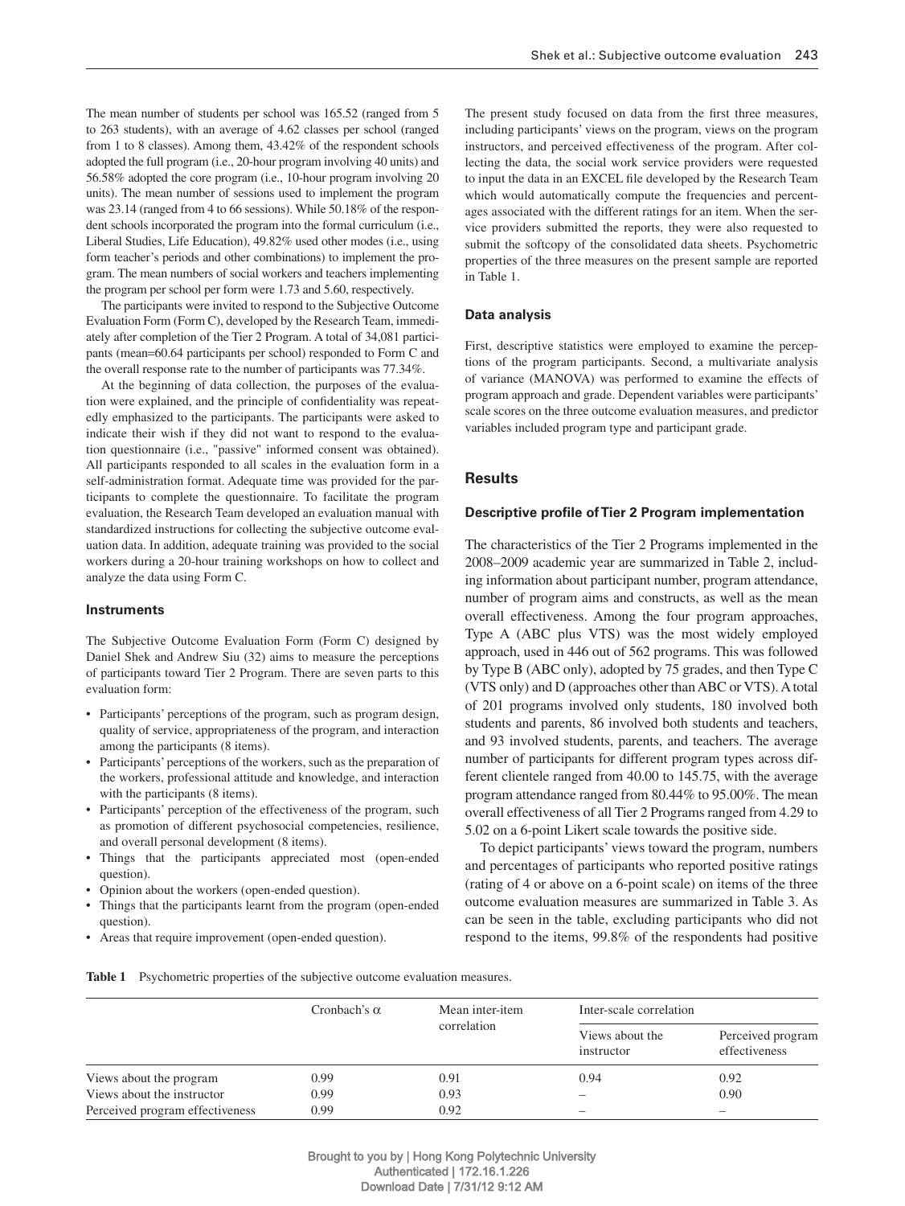The mean number of students per school was 165.52 (ranged from 5 to 263 students), with an average of 4.62 classes per school (ranged from 1 to 8 classes). Among them, 43.42% of the respondent schools adopted the full program (i.e., 20-hour program involving 40 units) and 56.58% adopted the core program (i.e., 10-hour program involving 20 units). The mean number of sessions used to implement the program was 23.14 (ranged from 4 to 66 sessions). While 50.18% of the respondent schools incorporated the program into the formal curriculum (i.e., Liberal Studies, Life Education), 49.82% used other modes (i.e., using form teacher's periods and other combinations) to implement the program. The mean numbers of social workers and teachers implementing the program per school per form were 1.73 and 5.60, respectively.

The participants were invited to respond to the Subjective Outcome Evaluation Form (Form C), developed by the Research Team, immediately after completion of the Tier 2 Program. A total of 34,081 participants (mean=60.64 participants per school) responded to Form C and the overall response rate to the number of participants was 77.34%.

At the beginning of data collection, the purposes of the evaluation were explained, and the principle of confidentiality was repeatedly emphasized to the participants. The participants were asked to indicate their wish if they did not want to respond to the evaluation questionnaire (i.e., "passive" informed consent was obtained). All participants responded to all scales in the evaluation form in a self-administration format. Adequate time was provided for the participants to complete the questionnaire. To facilitate the program evaluation, the Research Team developed an evaluation manual with standardized instructions for collecting the subjective outcome evaluation data. In addition, adequate training was provided to the social workers during a 20-hour training workshops on how to collect and analyze the data using Form C.

### Instruments

The Subjective Outcome Evaluation Form (Form C) designed by Daniel Shek and Andrew Siu (32) aims to measure the perceptions of participants toward Tier 2 Program. There are seven parts to this evaluation form:

- Participants' perceptions of the program, such as program design, quality of service, appropriateness of the program, and interaction among the participants (8 items).
- Participants' perceptions of the workers, such as the preparation of the workers, professional attitude and knowledge, and interaction with the participants (8 items).
- Participants' perception of the effectiveness of the program, such as promotion of different psychosocial competencies, resilience, and overall personal development (8 items).
- Things that the participants appreciated most (open-ended question).
- Opinion about the workers (open-ended question).
- Things that the participants learnt from the program (open-ended question).
- Areas that require improvement (open-ended question).

The present study focused on data from the first three measures, including participants' views on the program, views on the program instructors, and perceived effectiveness of the program. After collecting the data, the social work service providers were requested to input the data in an EXCEL file developed by the Research Team which would automatically compute the frequencies and percentages associated with the different ratings for an item. When the service providers submitted the reports, they were also requested to submit the softcopy of the consolidated data sheets. Psychometric properties of the three measures on the present sample are reported in Table 1.

### Data analysis

First, descriptive statistics were employed to examine the perceptions of the program participants. Second, a multivariate analysis of variance (MANOVA) was performed to examine the effects of program approach and grade. Dependent variables were participants' scale scores on the three outcome evaluation measures, and predictor variables included program type and participant grade.

## Results

### Descriptive profile of Tier 2 Program implementation

The characteristics of the Tier 2 Programs implemented in the 2008–2009 academic year are summarized in Table 2, including information about participant number, program attendance, number of program aims and constructs, as well as the mean overall effectiveness. Among the four program approaches, Type A (ABC plus VTS) was the most widely employed approach, used in 446 out of 562 programs. This was followed by Type B (ABC only), adopted by 75 grades, and then Type C (VTS only) and D (approaches other than ABC or VTS). A total of 201 programs involved only students, 180 involved both students and parents, 86 involved both students and teachers, and 93 involved students, parents, and teachers. The average number of participants for different program types across different clientele ranged from 40.00 to 145.75, with the average program attendance ranged from 80.44% to 95.00%. The mean overall effectiveness of all Tier 2 Programs ranged from 4.29 to 5.02 on a 6-point Likert scale towards the positive side.

To depict participants' views toward the program, numbers and percentages of participants who reported positive ratings (rating of 4 or above on a 6-point scale) on items of the three outcome evaluation measures are summarized in Table 3. As can be seen in the table, excluding participants who did not respond to the items, 99.8% of the respondents had positive

**Table 1** Psychometric properties of the subjective outcome evaluation measures.

| | Cronbach's α | Mean inter-item correlation | Inter-scale correlation | |
|---|---|---|---|---|
| | | | Views about the instructor | Perceived program effectiveness |
| Views about the program | 0.99 | 0.91 | 0.94 | 0.92 |
| Views about the instructor | 0.99 | 0.93 | – | 0.90 |
| Perceived program effectiveness | 0.99 | 0.92 | – | – |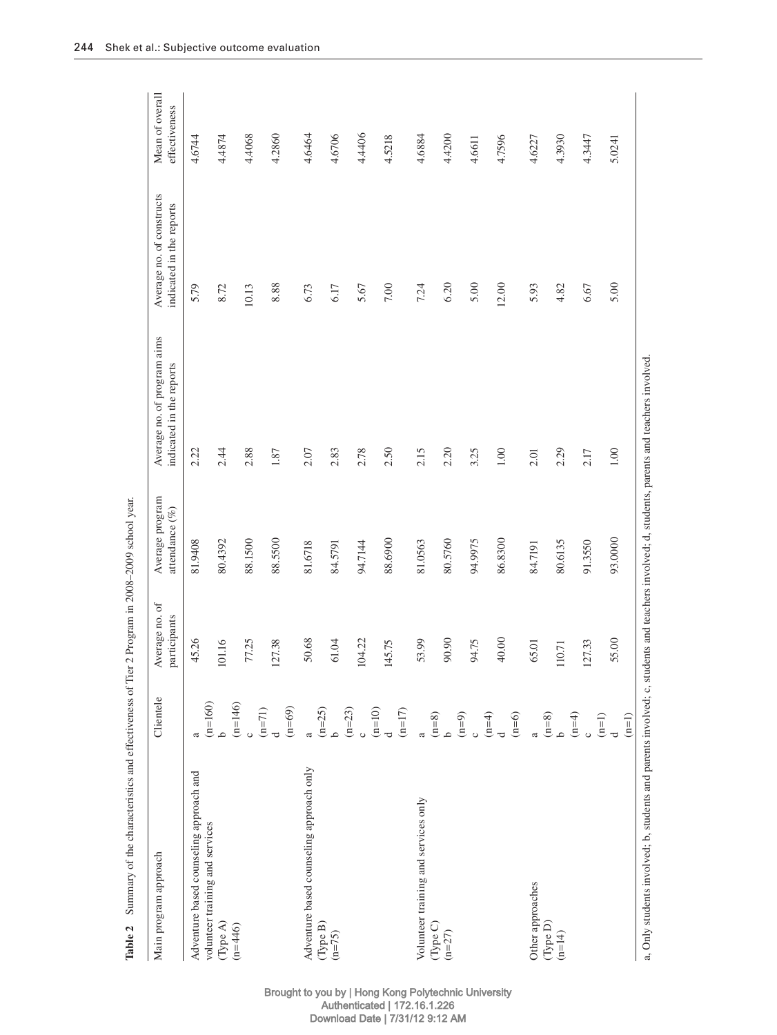**Table 2** Summary of the characteristics and effectiveness of Tier 2 Program in 2008–2009 school year.

| Main program approach | Clientele | Average no. of participants | Average program attendance (%) | Average no. of program aims indicated in the reports | Average no. of constructs indicated in the reports | Mean of overall effectiveness |
|---|---|---|---|---|---|---|
| Adventure based counseling approach and volunteer training and services (Type A) (n=446) | a (n=160) | 45.26 | 81.9408 | 2.22 | 5.79 | 4.6744 |
| | b (n=146) | 101.16 | 80.4392 | 2.44 | 8.72 | 4.4874 |
| | c (n=71) | 77.25 | 88.1500 | 2.88 | 10.13 | 4.4068 |
| | d (n=69) | 127.38 | 88.5500 | 1.87 | 8.88 | 4.2860 |
| Adventure based counseling approach only (Type B) (n=75) | a (n=25) | 50.68 | 81.6718 | 2.07 | 6.73 | 4.6464 |
| | b (n=23) | 61.04 | 84.5791 | 2.83 | 6.17 | 4.6706 |
| | c (n=10) | 104.22 | 94.7144 | 2.78 | 5.67 | 4.4406 |
| | d (n=17) | 145.75 | 88.6900 | 2.50 | 7.00 | 4.5218 |
| Volunteer training and services only (Type C) (n=27) | a (n=8) | 53.99 | 81.0563 | 2.15 | 7.24 | 4.6884 |
| | b (n=9) | 90.90 | 80.5760 | 2.20 | 6.20 | 4.4200 |
| | c (n=4) | 94.75 | 94.9975 | 3.25 | 5.00 | 4.6611 |
| | d (n=6) | 40.00 | 86.8300 | 1.00 | 12.00 | 4.7596 |
| Other approaches (Type D) (n=14) | a (n=8) | 65.01 | 84.7191 | 2.01 | 5.93 | 4.6227 |
| | b (n=4) | 110.71 | 80.6135 | 2.29 | 4.82 | 4.3930 |
| | c (n=1) | 127.33 | 91.3550 | 2.17 | 6.67 | 4.3447 |
| | d (n=1) | 55.00 | 93.0000 | 1.00 | 5.00 | 5.0241 |

a, Only students involved; b, students and parents involved; c, students and teachers involved; d, students, parents and teachers involved.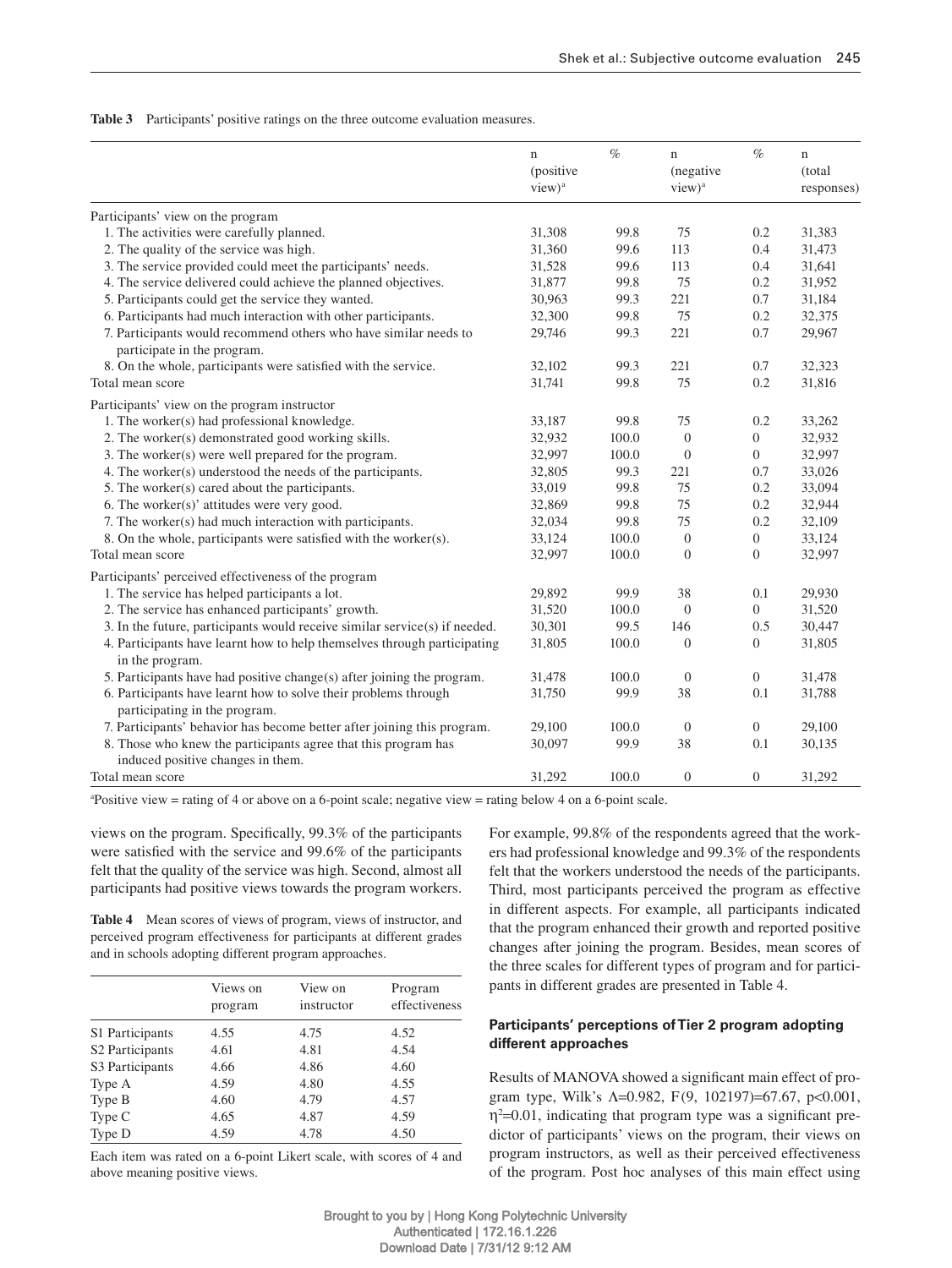**Table 3** Participants' positive ratings on the three outcome evaluation measures.

| | n (positive view)[a] | % | n (negative view)[a] | % | n (total responses) |
|---|---|---|---|---|---|
| Participants' view on the program | | | | | |
| 1. The activities were carefully planned. | 31,308 | 99.8 | 75 | 0.2 | 31,383 |
| 2. The quality of the service was high. | 31,360 | 99.6 | 113 | 0.4 | 31,473 |
| 3. The service provided could meet the participants' needs. | 31,528 | 99.6 | 113 | 0.4 | 31,641 |
| 4. The service delivered could achieve the planned objectives. | 31,877 | 99.8 | 75 | 0.2 | 31,952 |
| 5. Participants could get the service they wanted. | 30,963 | 99.3 | 221 | 0.7 | 31,184 |
| 6. Participants had much interaction with other participants. | 32,300 | 99.8 | 75 | 0.2 | 32,375 |
| 7. Participants would recommend others who have similar needs to participate in the program. | 29,746 | 99.3 | 221 | 0.7 | 29,967 |
| 8. On the whole, participants were satisfied with the service. | 32,102 | 99.3 | 221 | 0.7 | 32,323 |
| Total mean score | 31,741 | 99.8 | 75 | 0.2 | 31,816 |
| Participants' view on the program instructor | | | | | |
| 1. The worker(s) had professional knowledge. | 33,187 | 99.8 | 75 | 0.2 | 33,262 |
| 2. The worker(s) demonstrated good working skills. | 32,932 | 100.0 | 0 | 0 | 32,932 |
| 3. The worker(s) were well prepared for the program. | 32,997 | 100.0 | 0 | 0 | 32,997 |
| 4. The worker(s) understood the needs of the participants. | 32,805 | 99.3 | 221 | 0.7 | 33,026 |
| 5. The worker(s) cared about the participants. | 33,019 | 99.8 | 75 | 0.2 | 33,094 |
| 6. The worker(s)' attitudes were very good. | 32,869 | 99.8 | 75 | 0.2 | 32,944 |
| 7. The worker(s) had much interaction with participants. | 32,034 | 99.8 | 75 | 0.2 | 32,109 |
| 8. On the whole, participants were satisfied with the worker(s). | 33,124 | 100.0 | 0 | 0 | 33,124 |
| Total mean score | 32,997 | 100.0 | 0 | 0 | 32,997 |
| Participants' perceived effectiveness of the program | | | | | |
| 1. The service has helped participants a lot. | 29,892 | 99.9 | 38 | 0.1 | 29,930 |
| 2. The service has enhanced participants' growth. | 31,520 | 100.0 | 0 | 0 | 31,520 |
| 3. In the future, participants would receive similar service(s) if needed. | 30,301 | 99.5 | 146 | 0.5 | 30,447 |
| 4. Participants have learnt how to help themselves through participating in the program. | 31,805 | 100.0 | 0 | 0 | 31,805 |
| 5. Participants have had positive change(s) after joining the program. | 31,478 | 100.0 | 0 | 0 | 31,478 |
| 6. Participants have learnt how to solve their problems through participating in the program. | 31,750 | 99.9 | 38 | 0.1 | 31,788 |
| 7. Participants' behavior has become better after joining this program. | 29,100 | 100.0 | 0 | 0 | 29,100 |
| 8. Those who knew the participants agree that this program has induced positive changes in them. | 30,097 | 99.9 | 38 | 0.1 | 30,135 |
| Total mean score | 31,292 | 100.0 | 0 | 0 | 31,292 |

[a]Positive view = rating of 4 or above on a 6-point scale; negative view = rating below 4 on a 6-point scale.

views on the program. Specifically, 99.3% of the participants were satisfied with the service and 99.6% of the participants felt that the quality of the service was high. Second, almost all participants had positive views towards the program workers. For example, 99.8% of the respondents agreed that the workers had professional knowledge and 99.3% of the respondents felt that the workers understood the needs of the participants. Third, most participants perceived the program as effective in different aspects. For example, all participants indicated that the program enhanced their growth and reported positive changes after joining the program. Besides, mean scores of the three scales for different types of program and for participants in different grades are presented in Table 4.

**Table 4** Mean scores of views of program, views of instructor, and perceived program effectiveness for participants at different grades and in schools adopting different program approaches.

| | Views on program | View on instructor | Program effectiveness |
|---|---|---|---|
| S1 Participants | 4.55 | 4.75 | 4.52 |
| S2 Participants | 4.61 | 4.81 | 4.54 |
| S3 Participants | 4.66 | 4.86 | 4.60 |
| Type A | 4.59 | 4.80 | 4.55 |
| Type B | 4.60 | 4.79 | 4.57 |
| Type C | 4.65 | 4.87 | 4.59 |
| Type D | 4.59 | 4.78 | 4.50 |

Each item was rated on a 6-point Likert scale, with scores of 4 and above meaning positive views.

### Participants' perceptions of Tier 2 program adopting different approaches

Results of MANOVA showed a significant main effect of program type, Wilk's $\Lambda$=0.982, F(9, 102197)=67.67, p<0.001, $\eta^2$=0.01, indicating that program type was a significant predictor of participants' views on the program, their views on program instructors, as well as their perceived effectiveness of the program. Post hoc analyses of this main effect using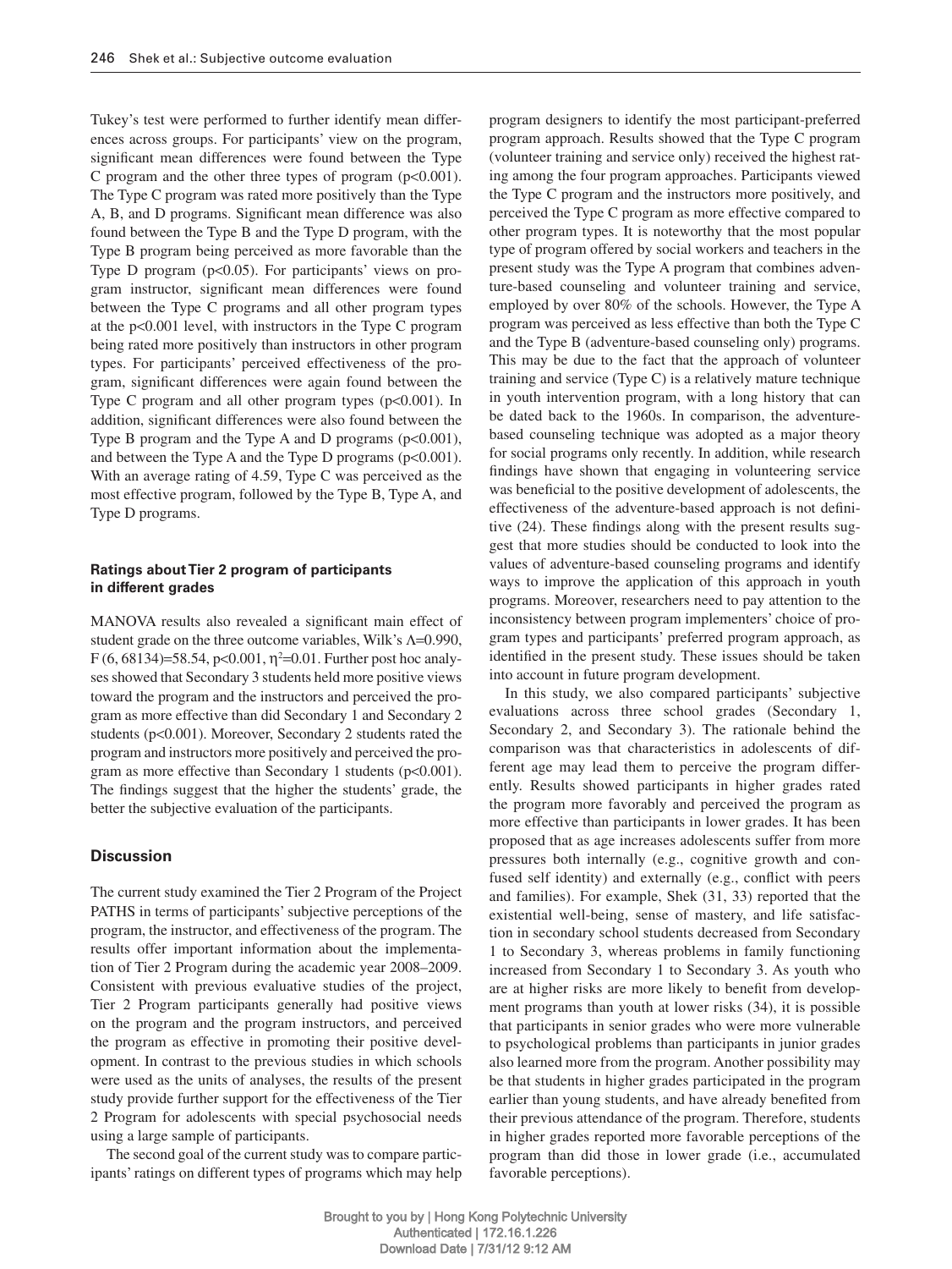Tukey's test were performed to further identify mean differences across groups. For participants' view on the program, significant mean differences were found between the Type C program and the other three types of program ($p<0.001$). The Type C program was rated more positively than the Type A, B, and D programs. Significant mean difference was also found between the Type B and the Type D program, with the Type B program being perceived as more favorable than the Type D program ($p<0.05$). For participants' views on program instructor, significant mean differences were found between the Type C programs and all other program types at the $p<0.001$ level, with instructors in the Type C program being rated more positively than instructors in other program types. For participants' perceived effectiveness of the program, significant differences were again found between the Type C program and all other program types ($p<0.001$). In addition, significant differences were also found between the Type B program and the Type A and D programs ($p<0.001$), and between the Type A and the Type D programs ($p<0.001$). With an average rating of 4.59, Type C was perceived as the most effective program, followed by the Type B, Type A, and Type D programs.

### Ratings about Tier 2 program of participants in different grades

MANOVA results also revealed a significant main effect of student grade on the three outcome variables, Wilk's $\Lambda$=0.990, $F(6, 68134)=58.54$, $p<0.001$, $\eta^2=0.01$. Further post hoc analyses showed that Secondary 3 students held more positive views toward the program and the instructors and perceived the program as more effective than did Secondary 1 and Secondary 2 students ($p<0.001$). Moreover, Secondary 2 students rated the program and instructors more positively and perceived the program as more effective than Secondary 1 students ($p<0.001$). The findings suggest that the higher the students' grade, the better the subjective evaluation of the participants.

## Discussion

The current study examined the Tier 2 Program of the Project PATHS in terms of participants' subjective perceptions of the program, the instructor, and effectiveness of the program. The results offer important information about the implementation of Tier 2 Program during the academic year 2008–2009. Consistent with previous evaluative studies of the project, Tier 2 Program participants generally had positive views on the program and the program instructors, and perceived the program as effective in promoting their positive development. In contrast to the previous studies in which schools were used as the units of analyses, the results of the present study provide further support for the effectiveness of the Tier 2 Program for adolescents with special psychosocial needs using a large sample of participants.

The second goal of the current study was to compare participants' ratings on different types of programs which may help program designers to identify the most participant-preferred program approach. Results showed that the Type C program (volunteer training and service only) received the highest rating among the four program approaches. Participants viewed the Type C program and the instructors more positively, and perceived the Type C program as more effective compared to other program types. It is noteworthy that the most popular type of program offered by social workers and teachers in the present study was the Type A program that combines adventure-based counseling and volunteer training and service, employed by over 80% of the schools. However, the Type A program was perceived as less effective than both the Type C and the Type B (adventure-based counseling only) programs. This may be due to the fact that the approach of volunteer training and service (Type C) is a relatively mature technique in youth intervention program, with a long history that can be dated back to the 1960s. In comparison, the adventure-based counseling technique was adopted as a major theory for social programs only recently. In addition, while research findings have shown that engaging in volunteering service was beneficial to the positive development of adolescents, the effectiveness of the adventure-based approach is not definitive (24). These findings along with the present results suggest that more studies should be conducted to look into the values of adventure-based counseling programs and identify ways to improve the application of this approach in youth programs. Moreover, researchers need to pay attention to the inconsistency between program implementers' choice of program types and participants' preferred program approach, as identified in the present study. These issues should be taken into account in future program development.

In this study, we also compared participants' subjective evaluations across three school grades (Secondary 1, Secondary 2, and Secondary 3). The rationale behind the comparison was that characteristics in adolescents of different age may lead them to perceive the program differently. Results showed participants in higher grades rated the program more favorably and perceived the program as more effective than participants in lower grades. It has been proposed that as age increases adolescents suffer from more pressures both internally (e.g., cognitive growth and confused self identity) and externally (e.g., conflict with peers and families). For example, Shek (31, 33) reported that the existential well-being, sense of mastery, and life satisfaction in secondary school students decreased from Secondary 1 to Secondary 3, whereas problems in family functioning increased from Secondary 1 to Secondary 3. As youth who are at higher risks are more likely to benefit from development programs than youth at lower risks (34), it is possible that participants in senior grades who were more vulnerable to psychological problems than participants in junior grades also learned more from the program. Another possibility may be that students in higher grades participated in the program earlier than young students, and have already benefited from their previous attendance of the program. Therefore, students in higher grades reported more favorable perceptions of the program than did those in lower grade (i.e., accumulated favorable perceptions).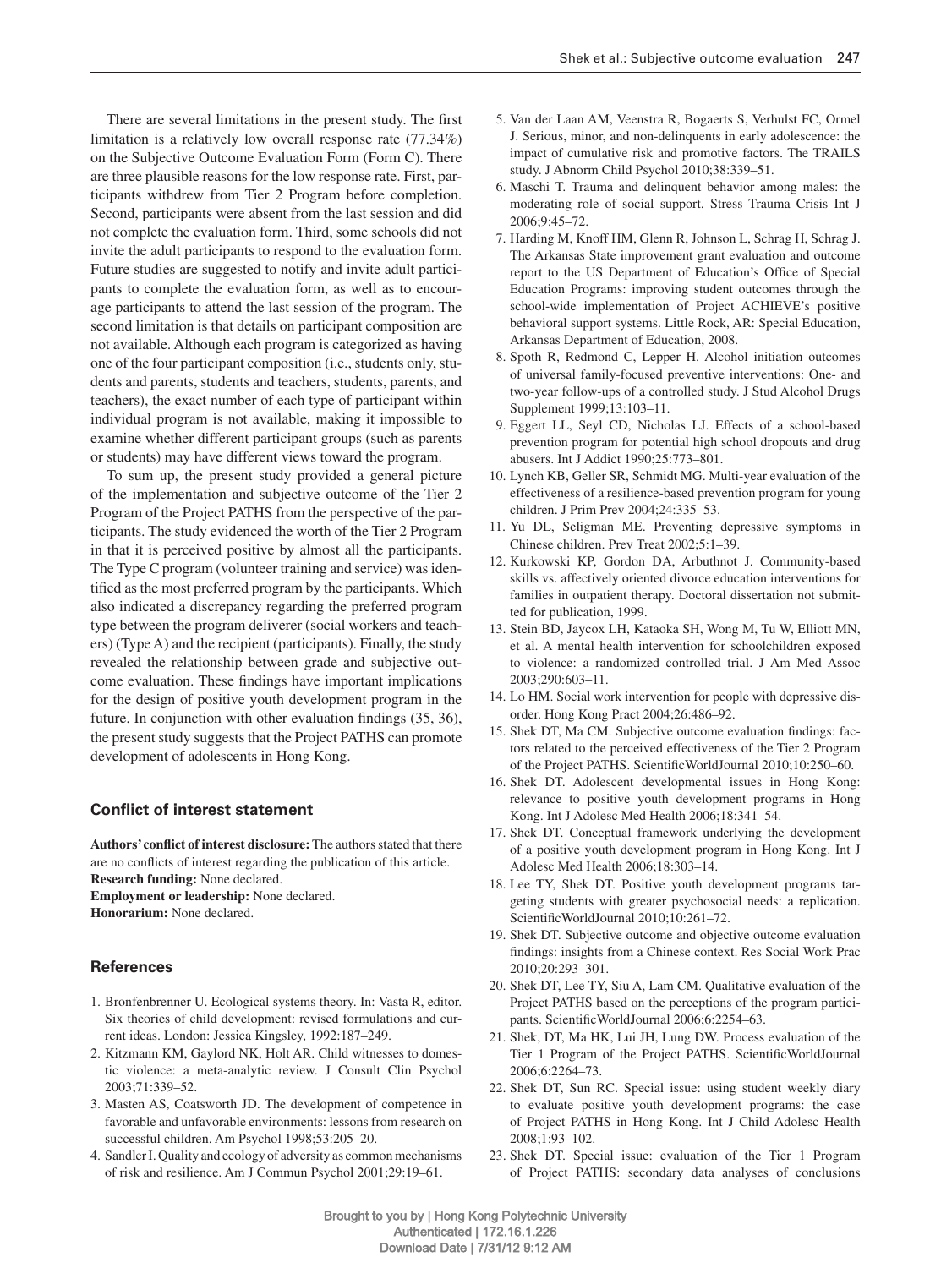There are several limitations in the present study. The first limitation is a relatively low overall response rate (77.34%) on the Subjective Outcome Evaluation Form (Form C). There are three plausible reasons for the low response rate. First, participants withdrew from Tier 2 Program before completion. Second, participants were absent from the last session and did not complete the evaluation form. Third, some schools did not invite the adult participants to respond to the evaluation form. Future studies are suggested to notify and invite adult participants to complete the evaluation form, as well as to encourage participants to attend the last session of the program. The second limitation is that details on participant composition are not available. Although each program is categorized as having one of the four participant composition (i.e., students only, students and parents, students and teachers, students, parents, and teachers), the exact number of each type of participant within individual program is not available, making it impossible to examine whether different participant groups (such as parents or students) may have different views toward the program.

To sum up, the present study provided a general picture of the implementation and subjective outcome of the Tier 2 Program of the Project PATHS from the perspective of the participants. The study evidenced the worth of the Tier 2 Program in that it is perceived positive by almost all the participants. The Type C program (volunteer training and service) was identified as the most preferred program by the participants. Which also indicated a discrepancy regarding the preferred program type between the program deliverer (social workers and teachers) (Type A) and the recipient (participants). Finally, the study revealed the relationship between grade and subjective outcome evaluation. These findings have important implications for the design of positive youth development program in the future. In conjunction with other evaluation findings (35, 36), the present study suggests that the Project PATHS can promote development of adolescents in Hong Kong.

## Conflict of interest statement

**Authors' conflict of interest disclosure:** The authors stated that there are no conflicts of interest regarding the publication of this article.
**Research funding:** None declared.
**Employment or leadership:** None declared.
**Honorarium:** None declared.

## References

1. Bronfenbrenner U. Ecological systems theory. In: Vasta R, editor. Six theories of child development: revised formulations and current ideas. London: Jessica Kingsley, 1992:187–249.
2. Kitzmann KM, Gaylord NK, Holt AR. Child witnesses to domestic violence: a meta-analytic review. J Consult Clin Psychol 2003;71:339–52.
3. Masten AS, Coatsworth JD. The development of competence in favorable and unfavorable environments: lessons from research on successful children. Am Psychol 1998;53:205–20.
4. Sandler I. Quality and ecology of adversity as common mechanisms of risk and resilience. Am J Commun Psychol 2001;29:19–61.
5. Van der Laan AM, Veenstra R, Bogaerts S, Verhulst FC, Ormel J. Serious, minor, and non-delinquents in early adolescence: the impact of cumulative risk and promotive factors. The TRAILS study. J Abnorm Child Psychol 2010;38:339–51.
6. Maschi T. Trauma and delinquent behavior among males: the moderating role of social support. Stress Trauma Crisis Int J 2006;9:45–72.
7. Harding M, Knoff HM, Glenn R, Johnson L, Schrag H, Schrag J. The Arkansas State improvement grant evaluation and outcome report to the US Department of Education's Office of Special Education Programs: improving student outcomes through the school-wide implementation of Project ACHIEVE's positive behavioral support systems. Little Rock, AR: Special Education, Arkansas Department of Education, 2008.
8. Spoth R, Redmond C, Lepper H. Alcohol initiation outcomes of universal family-focused preventive interventions: One- and two-year follow-ups of a controlled study. J Stud Alcohol Drugs Supplement 1999;13:103–11.
9. Eggert LL, Seyl CD, Nicholas LJ. Effects of a school-based prevention program for potential high school dropouts and drug abusers. Int J Addict 1990;25:773–801.
10. Lynch KB, Geller SR, Schmidt MG. Multi-year evaluation of the effectiveness of a resilience-based prevention program for young children. J Prim Prev 2004;24:335–53.
11. Yu DL, Seligman ME. Preventing depressive symptoms in Chinese children. Prev Treat 2002;5:1–39.
12. Kurkowski KP, Gordon DA, Arbuthnot J. Community-based skills vs. affectively oriented divorce education interventions for families in outpatient therapy. Doctoral dissertation not submitted for publication, 1999.
13. Stein BD, Jaycox LH, Kataoka SH, Wong M, Tu W, Elliott MN, et al. A mental health intervention for schoolchildren exposed to violence: a randomized controlled trial. J Am Med Assoc 2003;290:603–11.
14. Lo HM. Social work intervention for people with depressive disorder. Hong Kong Pract 2004;26:486–92.
15. Shek DT, Ma CM. Subjective outcome evaluation findings: factors related to the perceived effectiveness of the Tier 2 Program of the Project PATHS. ScientificWorldJournal 2010;10:250–60.
16. Shek DT. Adolescent developmental issues in Hong Kong: relevance to positive youth development programs in Hong Kong. Int J Adolesc Med Health 2006;18:341–54.
17. Shek DT. Conceptual framework underlying the development of a positive youth development program in Hong Kong. Int J Adolesc Med Health 2006;18:303–14.
18. Lee TY, Shek DT. Positive youth development programs targeting students with greater psychosocial needs: a replication. ScientificWorldJournal 2010;10:261–72.
19. Shek DT. Subjective outcome and objective outcome evaluation findings: insights from a Chinese context. Res Social Work Prac 2010;20:293–301.
20. Shek DT, Lee TY, Siu A, Lam CM. Qualitative evaluation of the Project PATHS based on the perceptions of the program participants. ScientificWorldJournal 2006;6:2254–63.
21. Shek, DT, Ma HK, Lui JH, Lung DW. Process evaluation of the Tier 1 Program of the Project PATHS. ScientificWorldJournal 2006;6:2264–73.
22. Shek DT, Sun RC. Special issue: using student weekly diary to evaluate positive youth development programs: the case of Project PATHS in Hong Kong. Int J Child Adolesc Health 2008;1:93–102.
23. Shek DT. Special issue: evaluation of the Tier 1 Program of Project PATHS: secondary data analyses of conclusions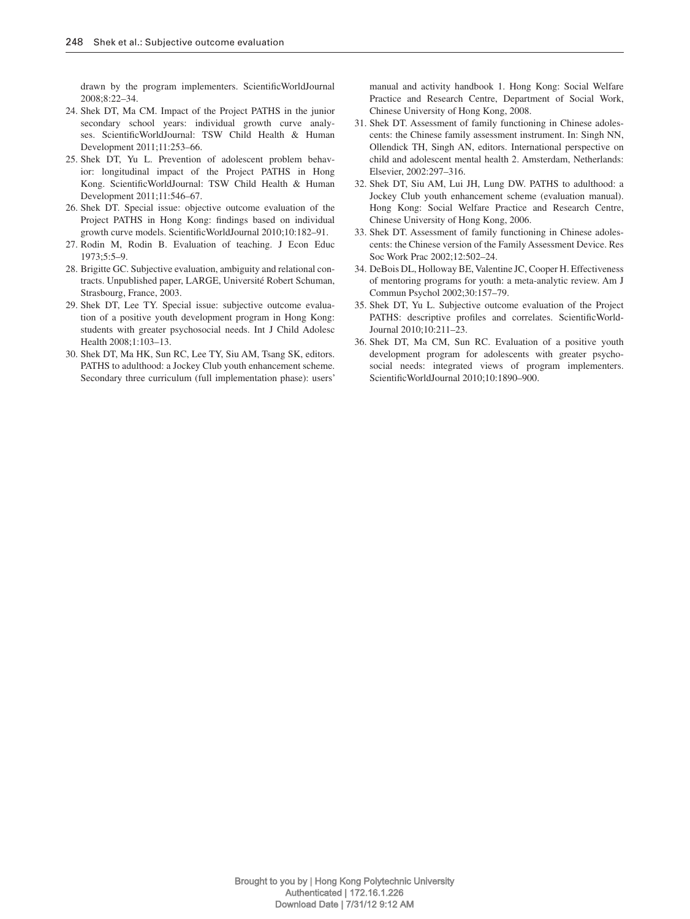drawn by the program implementers. ScientificWorldJournal 2008;8:22–34.

24. Shek DT, Ma CM. Impact of the Project PATHS in the junior secondary school years: individual growth curve analyses. ScientificWorldJournal: TSW Child Health & Human Development 2011;11:253–66.
25. Shek DT, Yu L. Prevention of adolescent problem behavior: longitudinal impact of the Project PATHS in Hong Kong. ScientificWorldJournal: TSW Child Health & Human Development 2011;11:546–67.
26. Shek DT. Special issue: objective outcome evaluation of the Project PATHS in Hong Kong: findings based on individual growth curve models. ScientificWorldJournal 2010;10:182–91.
27. Rodin M, Rodin B. Evaluation of teaching. J Econ Educ 1973;5:5–9.
28. Brigitte GC. Subjective evaluation, ambiguity and relational contracts. Unpublished paper, LARGE, Université Robert Schuman, Strasbourg, France, 2003.
29. Shek DT, Lee TY. Special issue: subjective outcome evaluation of a positive youth development program in Hong Kong: students with greater psychosocial needs. Int J Child Adolesc Health 2008;1:103–13.
30. Shek DT, Ma HK, Sun RC, Lee TY, Siu AM, Tsang SK, editors. PATHS to adulthood: a Jockey Club youth enhancement scheme. Secondary three curriculum (full implementation phase): users' manual and activity handbook 1. Hong Kong: Social Welfare Practice and Research Centre, Department of Social Work, Chinese University of Hong Kong, 2008.
31. Shek DT. Assessment of family functioning in Chinese adolescents: the Chinese family assessment instrument. In: Singh NN, Ollendick TH, Singh AN, editors. International perspective on child and adolescent mental health 2. Amsterdam, Netherlands: Elsevier, 2002:297–316.
32. Shek DT, Siu AM, Lui JH, Lung DW. PATHS to adulthood: a Jockey Club youth enhancement scheme (evaluation manual). Hong Kong: Social Welfare Practice and Research Centre, Chinese University of Hong Kong, 2006.
33. Shek DT. Assessment of family functioning in Chinese adolescents: the Chinese version of the Family Assessment Device. Res Soc Work Prac 2002;12:502–24.
34. DeBois DL, Holloway BE, Valentine JC, Cooper H. Effectiveness of mentoring programs for youth: a meta-analytic review. Am J Commun Psychol 2002;30:157–79.
35. Shek DT, Yu L. Subjective outcome evaluation of the Project PATHS: descriptive profiles and correlates. ScientificWorldJournal 2010;10:211–23.
36. Shek DT, Ma CM, Sun RC. Evaluation of a positive youth development program for adolescents with greater psychosocial needs: integrated views of program implementers. ScientificWorldJournal 2010;10:1890–900.